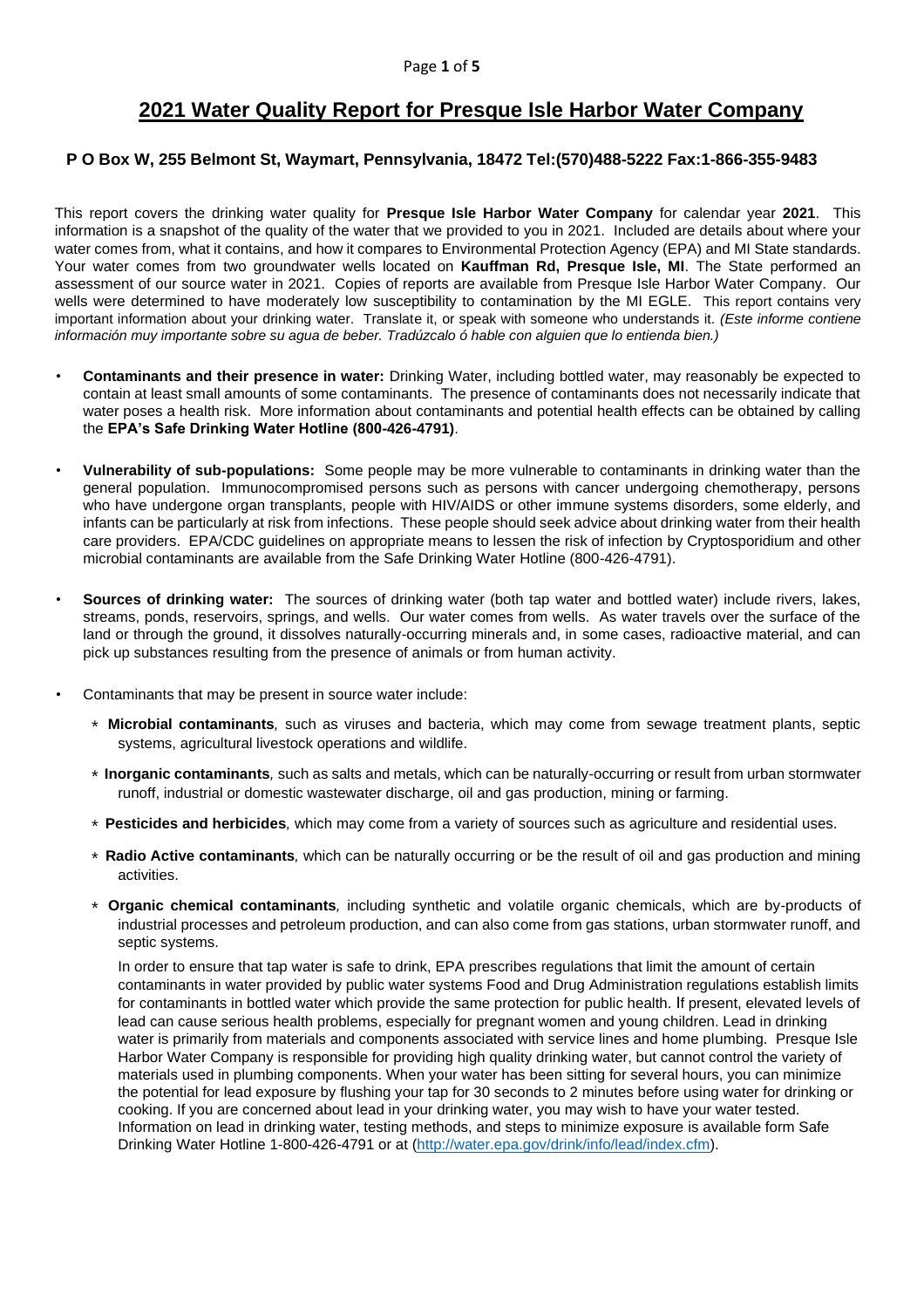# 2021 Water Quality Report for Presque Isle Harbor Water Company

**P O Box W, 255 Belmont St, Waymart, Pennsylvania, 18472 Tel:(570)488-5222 Fax:1-866-355-9483**

This report covers the drinking water quality for **Presque Isle Harbor Water Company** for calendar year **2021**. This information is a snapshot of the quality of the water that we provided to you in 2021. Included are details about where your water comes from, what it contains, and how it compares to Environmental Protection Agency (EPA) and MI State standards. Your water comes from two groundwater wells located on **Kauffman Rd, Presque Isle, MI**. The State performed an assessment of our source water in 2021. Copies of reports are available from Presque Isle Harbor Water Company. Our wells were determined to have moderately low susceptibility to contamination by the MI EGLE. This report contains very important information about your drinking water. Translate it, or speak with someone who understands it. *(Este informe contiene información muy importante sobre su agua de beber. Tradúzcalo ó hable con alguien que lo entienda bien.)*

- **Contaminants and their presence in water:** Drinking Water, including bottled water, may reasonably be expected to contain at least small amounts of some contaminants. The presence of contaminants does not necessarily indicate that water poses a health risk. More information about contaminants and potential health effects can be obtained by calling the **EPA's Safe Drinking Water Hotline (800-426-4791)**.

- **Vulnerability of sub-populations:** Some people may be more vulnerable to contaminants in drinking water than the general population. Immunocompromised persons such as persons with cancer undergoing chemotherapy, persons who have undergone organ transplants, people with HIV/AIDS or other immune systems disorders, some elderly, and infants can be particularly at risk from infections. These people should seek advice about drinking water from their health care providers. EPA/CDC guidelines on appropriate means to lessen the risk of infection by Cryptosporidium and other microbial contaminants are available from the Safe Drinking Water Hotline (800-426-4791).

- **Sources of drinking water:** The sources of drinking water (both tap water and bottled water) include rivers, lakes, streams, ponds, reservoirs, springs, and wells. Our water comes from wells. As water travels over the surface of the land or through the ground, it dissolves naturally-occurring minerals and, in some cases, radioactive material, and can pick up substances resulting from the presence of animals or from human activity.

- Contaminants that may be present in source water include:

  * **Microbial contaminants**, such as viruses and bacteria, which may come from sewage treatment plants, septic systems, agricultural livestock operations and wildlife.

  * **Inorganic contaminants**, such as salts and metals, which can be naturally-occurring or result from urban stormwater runoff, industrial or domestic wastewater discharge, oil and gas production, mining or farming.

  * **Pesticides and herbicides**, which may come from a variety of sources such as agriculture and residential uses.

  * **Radio Active contaminants**, which can be naturally occurring or be the result of oil and gas production and mining activities.

  * **Organic chemical contaminants**, including synthetic and volatile organic chemicals, which are by-products of industrial processes and petroleum production, and can also come from gas stations, urban stormwater runoff, and septic systems.

  In order to ensure that tap water is safe to drink, EPA prescribes regulations that limit the amount of certain contaminants in water provided by public water systems Food and Drug Administration regulations establish limits for contaminants in bottled water which provide the same protection for public health. If present, elevated levels of lead can cause serious health problems, especially for pregnant women and young children. Lead in drinking water is primarily from materials and components associated with service lines and home plumbing. Presque Isle Harbor Water Company is responsible for providing high quality drinking water, but cannot control the variety of materials used in plumbing components. When your water has been sitting for several hours, you can minimize the potential for lead exposure by flushing your tap for 30 seconds to 2 minutes before using water for drinking or cooking. If you are concerned about lead in your drinking water, you may wish to have your water tested. Information on lead in drinking water, testing methods, and steps to minimize exposure is available form Safe Drinking Water Hotline 1-800-426-4791 or at (http://water.epa.gov/drink/info/lead/index.cfm).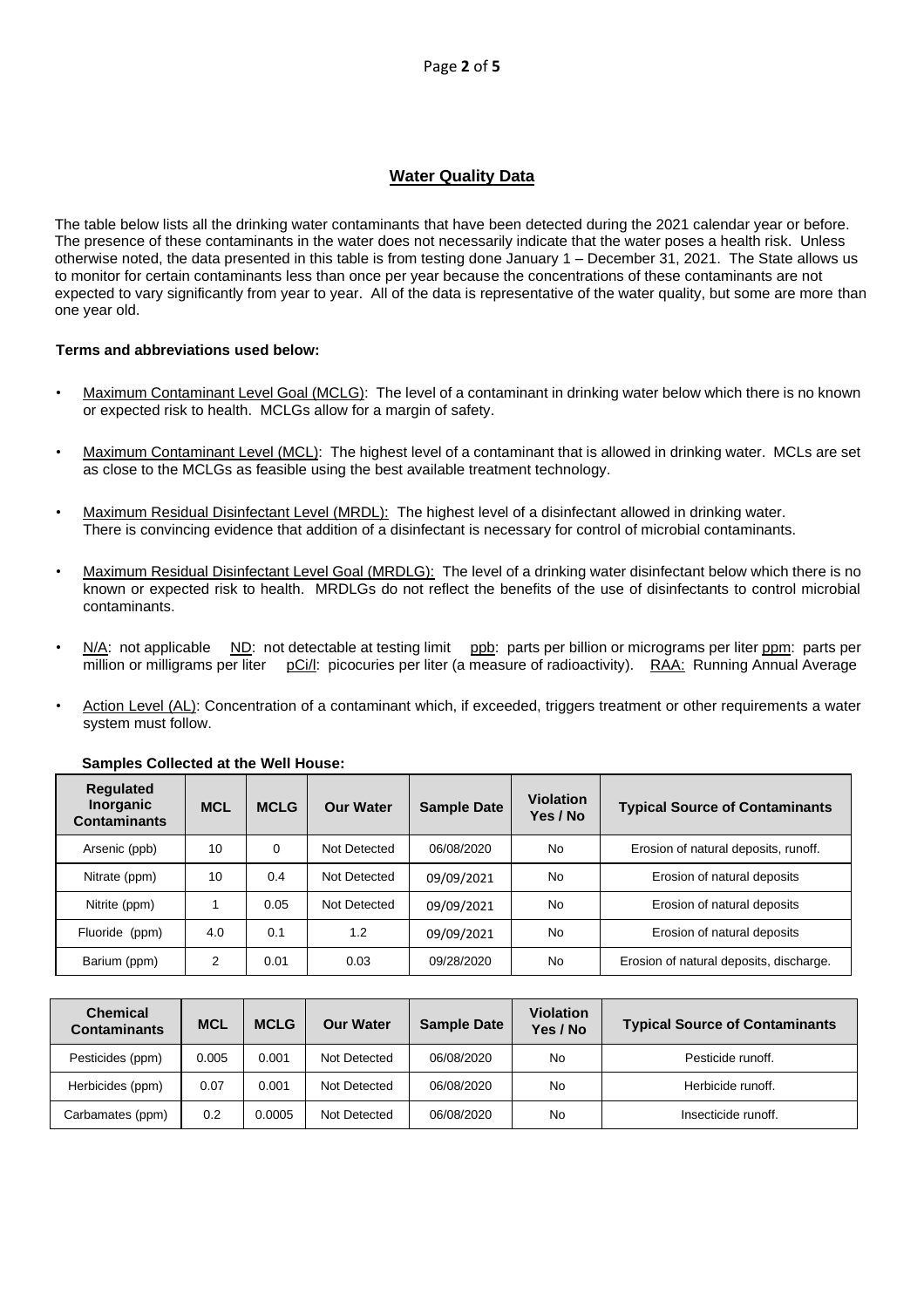## Water Quality Data

The table below lists all the drinking water contaminants that have been detected during the 2021 calendar year or before. The presence of these contaminants in the water does not necessarily indicate that the water poses a health risk. Unless otherwise noted, the data presented in this table is from testing done January 1 – December 31, 2021. The State allows us to monitor for certain contaminants less than once per year because the concentrations of these contaminants are not expected to vary significantly from year to year. All of the data is representative of the water quality, but some are more than one year old.

**Terms and abbreviations used below:**

- Maximum Contaminant Level Goal (MCLG): The level of a contaminant in drinking water below which there is no known or expected risk to health. MCLGs allow for a margin of safety.
- Maximum Contaminant Level (MCL): The highest level of a contaminant that is allowed in drinking water. MCLs are set as close to the MCLGs as feasible using the best available treatment technology.
- Maximum Residual Disinfectant Level (MRDL): The highest level of a disinfectant allowed in drinking water. There is convincing evidence that addition of a disinfectant is necessary for control of microbial contaminants.
- Maximum Residual Disinfectant Level Goal (MRDLG): The level of a drinking water disinfectant below which there is no known or expected risk to health. MRDLGs do not reflect the benefits of the use of disinfectants to control microbial contaminants.
- N/A: not applicable ND: not detectable at testing limit ppb: parts per billion or micrograms per liter ppm: parts per million or milligrams per liter pCi/l: picocuries per liter (a measure of radioactivity). RAA: Running Annual Average
- Action Level (AL): Concentration of a contaminant which, if exceeded, triggers treatment or other requirements a water system must follow.

**Samples Collected at the Well House:**

| Regulated Inorganic Contaminants | MCL | MCLG | Our Water | Sample Date | Violation Yes / No | Typical Source of Contaminants |
|---|---|---|---|---|---|---|
| Arsenic (ppb) | 10 | 0 | Not Detected | 06/08/2020 | No | Erosion of natural deposits, runoff. |
| Nitrate (ppm) | 10 | 0.4 | Not Detected | 09/09/2021 | No | Erosion of natural deposits |
| Nitrite (ppm) | 1 | 0.05 | Not Detected | 09/09/2021 | No | Erosion of natural deposits |
| Fluoride (ppm) | 4.0 | 0.1 | 1.2 | 09/09/2021 | No | Erosion of natural deposits |
| Barium (ppm) | 2 | 0.01 | 0.03 | 09/28/2020 | No | Erosion of natural deposits, discharge. |

| Chemical Contaminants | MCL | MCLG | Our Water | Sample Date | Violation Yes / No | Typical Source of Contaminants |
|---|---|---|---|---|---|---|
| Pesticides (ppm) | 0.005 | 0.001 | Not Detected | 06/08/2020 | No | Pesticide runoff. |
| Herbicides (ppm) | 0.07 | 0.001 | Not Detected | 06/08/2020 | No | Herbicide runoff. |
| Carbamates (ppm) | 0.2 | 0.0005 | Not Detected | 06/08/2020 | No | Insecticide runoff. |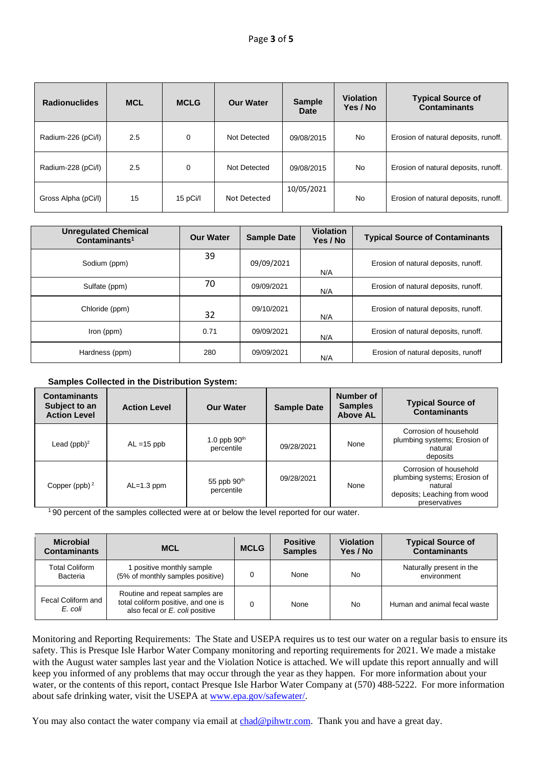| Radionuclides | MCL | MCLG | Our Water | Sample Date | Violation Yes / No | Typical Source of Contaminants |
|---|---|---|---|---|---|---|
| Radium-226 (pCi/l) | 2.5 | 0 | Not Detected | 09/08/2015 | No | Erosion of natural deposits, runoff. |
| Radium-228 (pCi/l) | 2.5 | 0 | Not Detected | 09/08/2015 | No | Erosion of natural deposits, runoff. |
| Gross Alpha (pCi/l) | 15 | 15 pCi/l | Not Detected | 10/05/2021 | No | Erosion of natural deposits, runoff. |

| Unregulated Chemical Contaminants[1] | Our Water | Sample Date | Violation Yes / No | Typical Source of Contaminants |
|---|---|---|---|---|
| Sodium (ppm) | 39 | 09/09/2021 | N/A | Erosion of natural deposits, runoff. |
| Sulfate (ppm) | 70 | 09/09/2021 | N/A | Erosion of natural deposits, runoff. |
| Chloride (ppm) | 32 | 09/10/2021 | N/A | Erosion of natural deposits, runoff. |
| Iron (ppm) | 0.71 | 09/09/2021 | N/A | Erosion of natural deposits, runoff. |
| Hardness (ppm) | 280 | 09/09/2021 | N/A | Erosion of natural deposits, runoff |

**Samples Collected in the Distribution System:**

| Contaminants Subject to an Action Level | Action Level | Our Water | Sample Date | Number of Samples Above AL | Typical Source of Contaminants |
|---|---|---|---|---|---|
| Lead (ppb)[2] | AL =15 ppb | 1.0 ppb 90th percentile | 09/28/2021 | None | Corrosion of household plumbing systems; Erosion of natural deposits |
| Copper (ppb)[2] | AL=1.3 ppm | 55 ppb 90th percentile | 09/28/2021 | None | Corrosion of household plumbing systems; Erosion of natural deposits; Leaching from wood preservatives |

[1] 90 percent of the samples collected were at or below the level reported for our water.

| Microbial Contaminants | MCL | MCLG | Positive Samples | Violation Yes / No | Typical Source of Contaminants |
|---|---|---|---|---|---|
| Total Coliform Bacteria | 1 positive monthly sample (5% of monthly samples positive) | 0 | None | No | Naturally present in the environment |
| Fecal Coliform and *E. coli* | Routine and repeat samples are total coliform positive, and one is also fecal or *E. coli* positive | 0 | None | No | Human and animal fecal waste |

Monitoring and Reporting Requirements: The State and USEPA requires us to test our water on a regular basis to ensure its safety. This is Presque Isle Harbor Water Company monitoring and reporting requirements for 2021. We made a mistake with the August water samples last year and the Violation Notice is attached. We will update this report annually and will keep you informed of any problems that may occur through the year as they happen. For more information about your water, or the contents of this report, contact Presque Isle Harbor Water Company at (570) 488-5222. For more information about safe drinking water, visit the USEPA at [www.epa.gov/safewater/](www.epa.gov/safewater/).

You may also contact the water company via email at [chad@pihwtr.com](mailto:chad@pihwtr.com). Thank you and have a great day.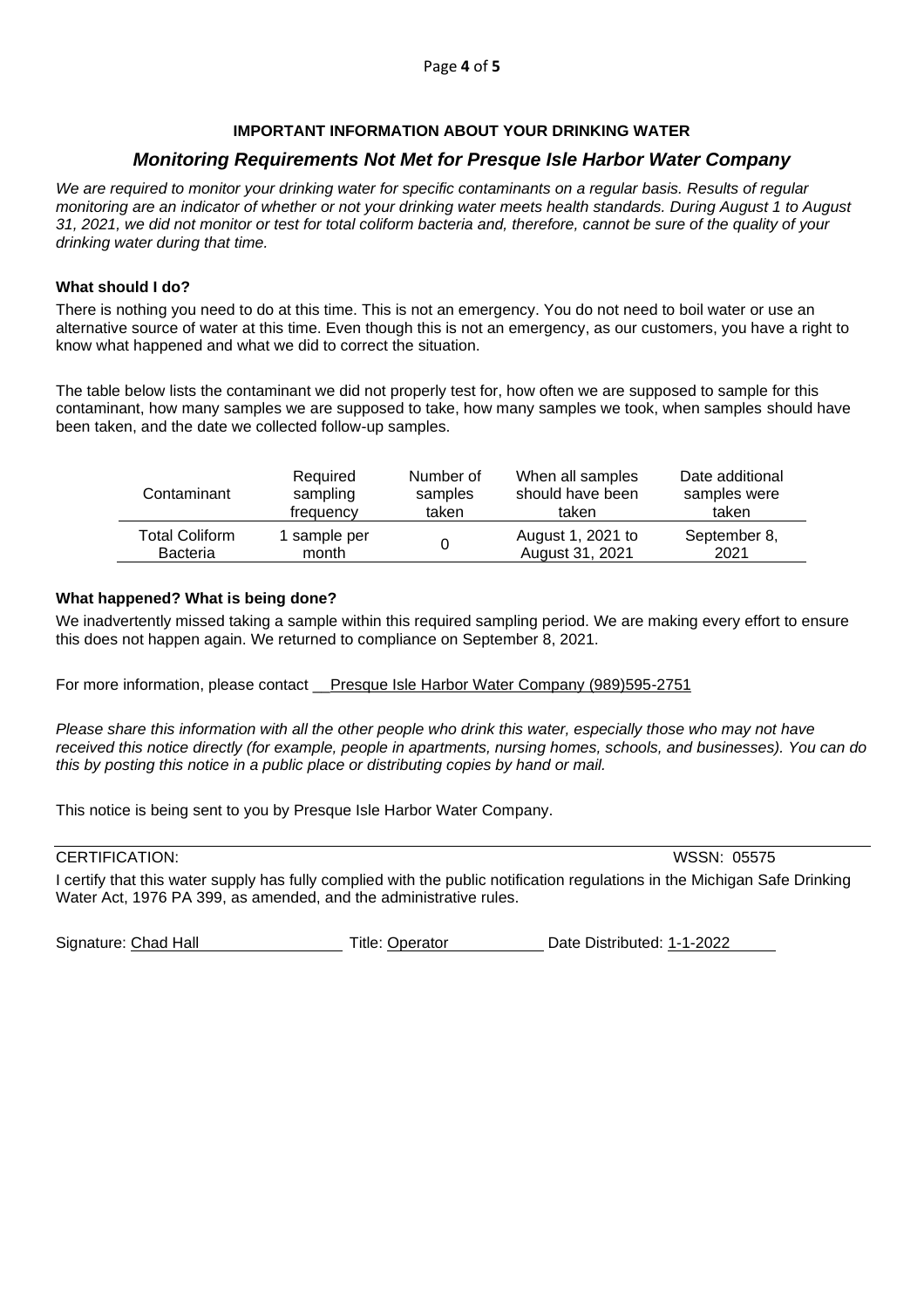**IMPORTANT INFORMATION ABOUT YOUR DRINKING WATER**

## *Monitoring Requirements Not Met for Presque Isle Harbor Water Company*

*We are required to monitor your drinking water for specific contaminants on a regular basis. Results of regular monitoring are an indicator of whether or not your drinking water meets health standards. During August 1 to August 31, 2021, we did not monitor or test for total coliform bacteria and, therefore, cannot be sure of the quality of your drinking water during that time.*

**What should I do?**

There is nothing you need to do at this time. This is not an emergency. You do not need to boil water or use an alternative source of water at this time. Even though this is not an emergency, as our customers, you have a right to know what happened and what we did to correct the situation.

The table below lists the contaminant we did not properly test for, how often we are supposed to sample for this contaminant, how many samples we are supposed to take, how many samples we took, when samples should have been taken, and the date we collected follow-up samples.

| Contaminant | Required sampling frequency | Number of samples taken | When all samples should have been taken | Date additional samples were taken |
|---|---|---|---|---|
| Total Coliform Bacteria | 1 sample per month | 0 | August 1, 2021 to August 31, 2021 | September 8, 2021 |

**What happened? What is being done?**

We inadvertently missed taking a sample within this required sampling period. We are making every effort to ensure this does not happen again. We returned to compliance on September 8, 2021.

For more information, please contact Presque Isle Harbor Water Company (989)595-2751

*Please share this information with all the other people who drink this water, especially those who may not have received this notice directly (for example, people in apartments, nursing homes, schools, and businesses). You can do this by posting this notice in a public place or distributing copies by hand or mail.*

This notice is being sent to you by Presque Isle Harbor Water Company.

CERTIFICATION: WSSN: 05575

I certify that this water supply has fully complied with the public notification regulations in the Michigan Safe Drinking Water Act, 1976 PA 399, as amended, and the administrative rules.

Signature: Chad Hall Title: Operator Date Distributed: 1-1-2022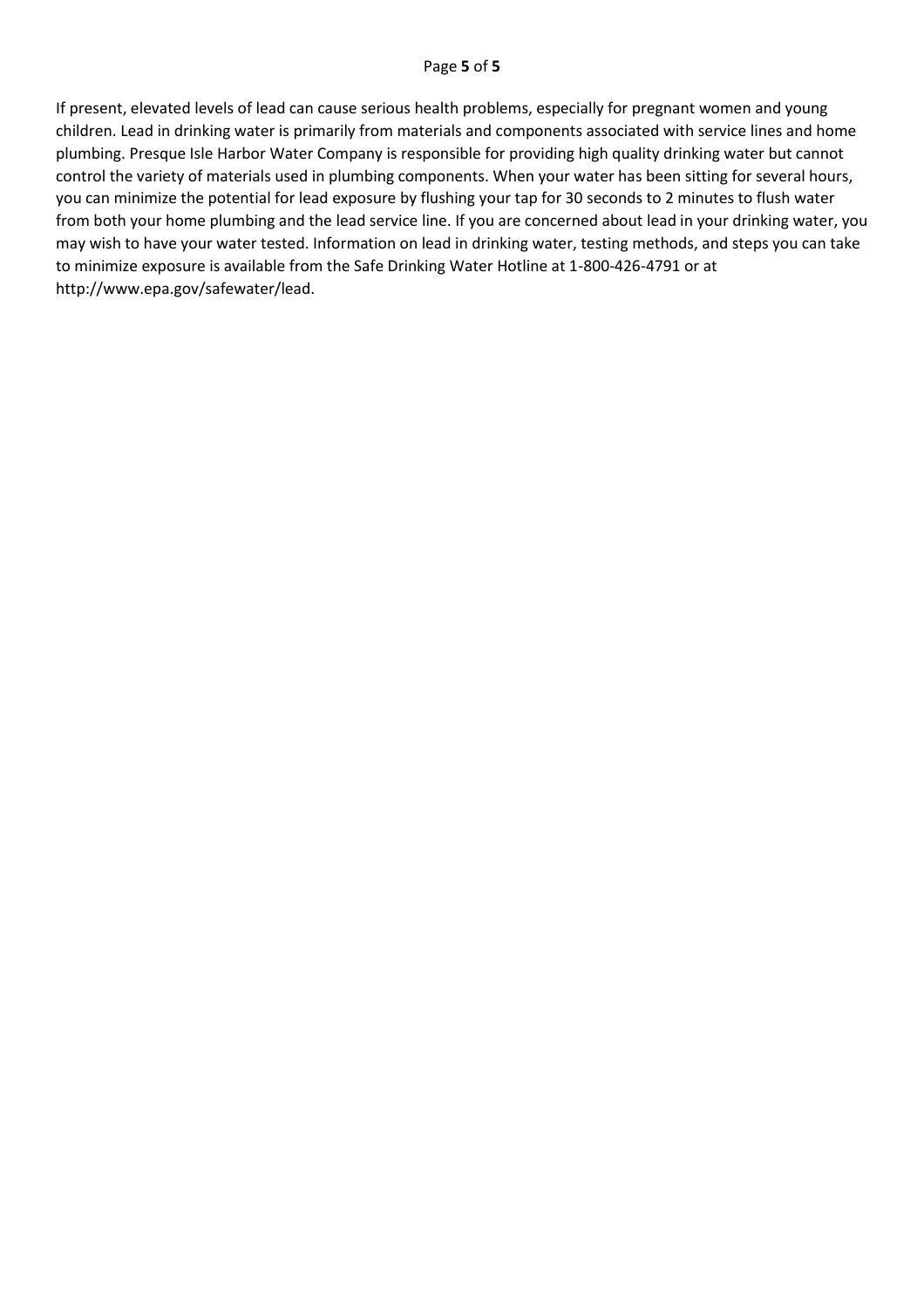If present, elevated levels of lead can cause serious health problems, especially for pregnant women and young children. Lead in drinking water is primarily from materials and components associated with service lines and home plumbing. Presque Isle Harbor Water Company is responsible for providing high quality drinking water but cannot control the variety of materials used in plumbing components. When your water has been sitting for several hours, you can minimize the potential for lead exposure by flushing your tap for 30 seconds to 2 minutes to flush water from both your home plumbing and the lead service line. If you are concerned about lead in your drinking water, you may wish to have your water tested. Information on lead in drinking water, testing methods, and steps you can take to minimize exposure is available from the Safe Drinking Water Hotline at 1-800-426-4791 or at http://www.epa.gov/safewater/lead.